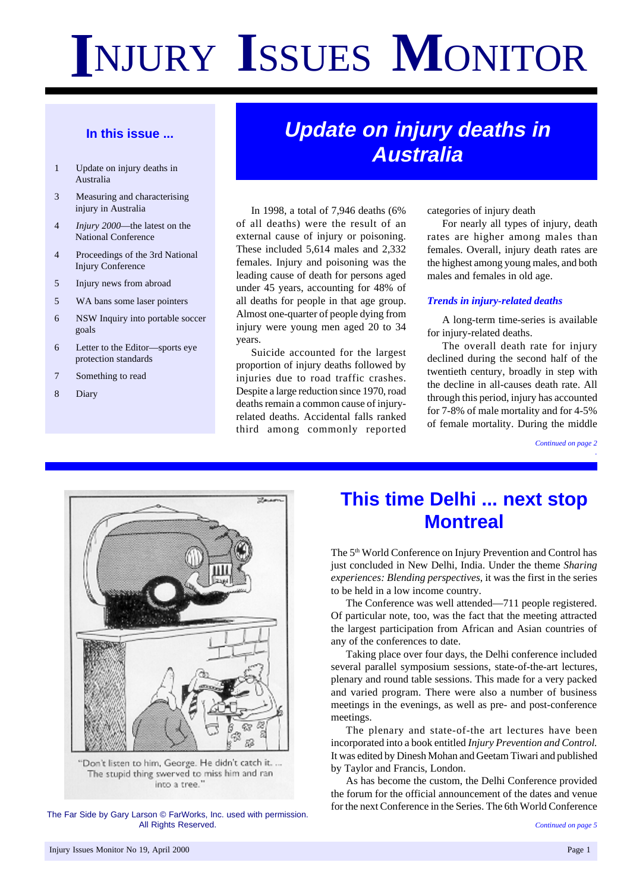# INJURY ISSUES MONITOR

## In this issue ...

- 1 Update on injury deaths in Australia
- 3 Measuring and characterising injury in Australia
- 4 *Injury 2000*—the latest on the National Conference
- 4 Proceedings of the 3rd National Injury Conference
- 5 Injury news from abroad
- 5 WA bans some laser pointers
- 6 NSW Inquiry into portable soccer goals
- 6 Letter to the Editor—sports eye protection standards
- 7 Something to read
- 8 Diary

## *Update on injury deaths in Australia*

In 1998, a total of 7,946 deaths (6% of all deaths) were the result of an external cause of injury or poisoning. These included 5,614 males and 2,332 females. Injury and poisoning was the leading cause of death for persons aged under 45 years, accounting for 48% of all deaths for people in that age group. Almost one-quarter of people dying from injury were young men aged 20 to 34 years.

Suicide accounted for the largest proportion of injury deaths followed by injuries due to road traffic crashes. Despite a large reduction since 1970, road deaths remain a common cause of injury-related deaths. Accidental falls ranked third among commonly reported categories of injury death

For nearly all types of injury, death rates are higher among males than females. Overall, injury death rates are the highest among young males, and both males and females in old age.

### *Trends in injury-related deaths*

A long-term time-series is available for injury-related deaths.

The overall death rate for injury declined during the second half of the twentieth century, broadly in step with the decline in all-causes death rate. All through this period, injury has accounted for 7-8% of male mortality and for 4-5% of female mortality. During the middle

*Continued on page 2*

"Don't listen to him, George. He didn't catch it. ... The stupid thing swerved to miss him and ran into a tree."

The Far Side by Gary Larson © FarWorks, Inc. used with permission. All Rights Reserved.

## This time Delhi ... next stop Montreal

The 5th World Conference on Injury Prevention and Control has just concluded in New Delhi, India. Under the theme *Sharing experiences: Blending perspectives*, it was the first in the series to be held in a low income country.

The Conference was well attended—711 people registered. Of particular note, too, was the fact that the meeting attracted the largest participation from African and Asian countries of any of the conferences to date.

Taking place over four days, the Delhi conference included several parallel symposium sessions, state-of-the-art lectures, plenary and round table sessions. This made for a very packed and varied program. There were also a number of business meetings in the evenings, as well as pre- and post-conference meetings.

The plenary and state-of-the art lectures have been incorporated into a book entitled *Injury Prevention and Control.* It was edited by Dinesh Mohan and Geetam Tiwari and published by Taylor and Francis, London.

As has become the custom, the Delhi Conference provided the forum for the official announcement of the dates and venue for the next Conference in the Series. The 6th World Conference

*Continued on page 5*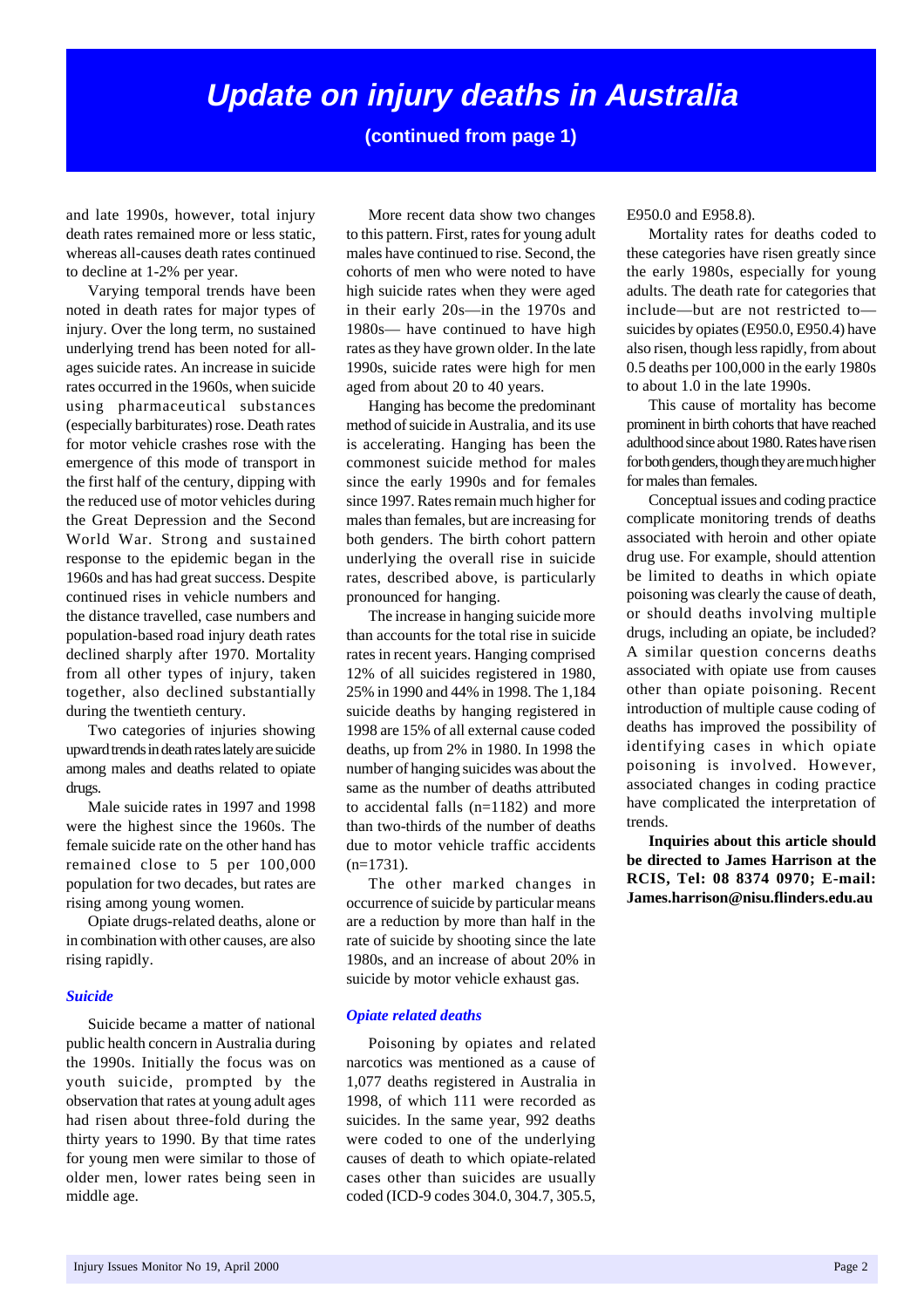# Update on injury deaths in Australia

**(continued from page 1)**

and late 1990s, however, total injury death rates remained more or less static, whereas all-causes death rates continued to decline at 1-2% per year.

Varying temporal trends have been noted in death rates for major types of injury. Over the long term, no sustained underlying trend has been noted for all-ages suicide rates. An increase in suicide rates occurred in the 1960s, when suicide using pharmaceutical substances (especially barbiturates) rose. Death rates for motor vehicle crashes rose with the emergence of this mode of transport in the first half of the century, dipping with the reduced use of motor vehicles during the Great Depression and the Second World War. Strong and sustained response to the epidemic began in the 1960s and has had great success. Despite continued rises in vehicle numbers and the distance travelled, case numbers and population-based road injury death rates declined sharply after 1970. Mortality from all other types of injury, taken together, also declined substantially during the twentieth century.

Two categories of injuries showing upward trends in death rates lately are suicide among males and deaths related to opiate drugs.

Male suicide rates in 1997 and 1998 were the highest since the 1960s. The female suicide rate on the other hand has remained close to 5 per 100,000 population for two decades, but rates are rising among young women.

Opiate drugs-related deaths, alone or in combination with other causes, are also rising rapidly.

### *Suicide*

Suicide became a matter of national public health concern in Australia during the 1990s. Initially the focus was on youth suicide, prompted by the observation that rates at young adult ages had risen about three-fold during the thirty years to 1990. By that time rates for young men were similar to those of older men, lower rates being seen in middle age.

More recent data show two changes to this pattern. First, rates for young adult males have continued to rise. Second, the cohorts of men who were noted to have high suicide rates when they were aged in their early 20s—in the 1970s and 1980s— have continued to have high rates as they have grown older. In the late 1990s, suicide rates were high for men aged from about 20 to 40 years.

Hanging has become the predominant method of suicide in Australia, and its use is accelerating. Hanging has been the commonest suicide method for males since the early 1990s and for females since 1997. Rates remain much higher for males than females, but are increasing for both genders. The birth cohort pattern underlying the overall rise in suicide rates, described above, is particularly pronounced for hanging.

The increase in hanging suicide more than accounts for the total rise in suicide rates in recent years. Hanging comprised 12% of all suicides registered in 1980, 25% in 1990 and 44% in 1998. The 1,184 suicide deaths by hanging registered in 1998 are 15% of all external cause coded deaths, up from 2% in 1980. In 1998 the number of hanging suicides was about the same as the number of deaths attributed to accidental falls (n=1182) and more than two-thirds of the number of deaths due to motor vehicle traffic accidents (n=1731).

The other marked changes in occurrence of suicide by particular means are a reduction by more than half in the rate of suicide by shooting since the late 1980s, and an increase of about 20% in suicide by motor vehicle exhaust gas.

### *Opiate related deaths*

Poisoning by opiates and related narcotics was mentioned as a cause of 1,077 deaths registered in Australia in 1998, of which 111 were recorded as suicides. In the same year, 992 deaths were coded to one of the underlying causes of death to which opiate-related cases other than suicides are usually coded (ICD-9 codes 304.0, 304.7, 305.5, E950.0 and E958.8).

Mortality rates for deaths coded to these categories have risen greatly since the early 1980s, especially for young adults. The death rate for categories that include—but are not restricted to—suicides by opiates (E950.0, E950.4) have also risen, though less rapidly, from about 0.5 deaths per 100,000 in the early 1980s to about 1.0 in the late 1990s.

This cause of mortality has become prominent in birth cohorts that have reached adulthood since about 1980. Rates have risen for both genders, though they are much higher for males than females.

Conceptual issues and coding practice complicate monitoring trends of deaths associated with heroin and other opiate drug use. For example, should attention be limited to deaths in which opiate poisoning was clearly the cause of death, or should deaths involving multiple drugs, including an opiate, be included? A similar question concerns deaths associated with opiate use from causes other than opiate poisoning. Recent introduction of multiple cause coding of deaths has improved the possibility of identifying cases in which opiate poisoning is involved. However, associated changes in coding practice have complicated the interpretation of trends.

**Inquiries about this article should be directed to James Harrison at the RCIS, Tel: 08 8374 0970; E-mail: James.harrison@nisu.flinders.edu.au**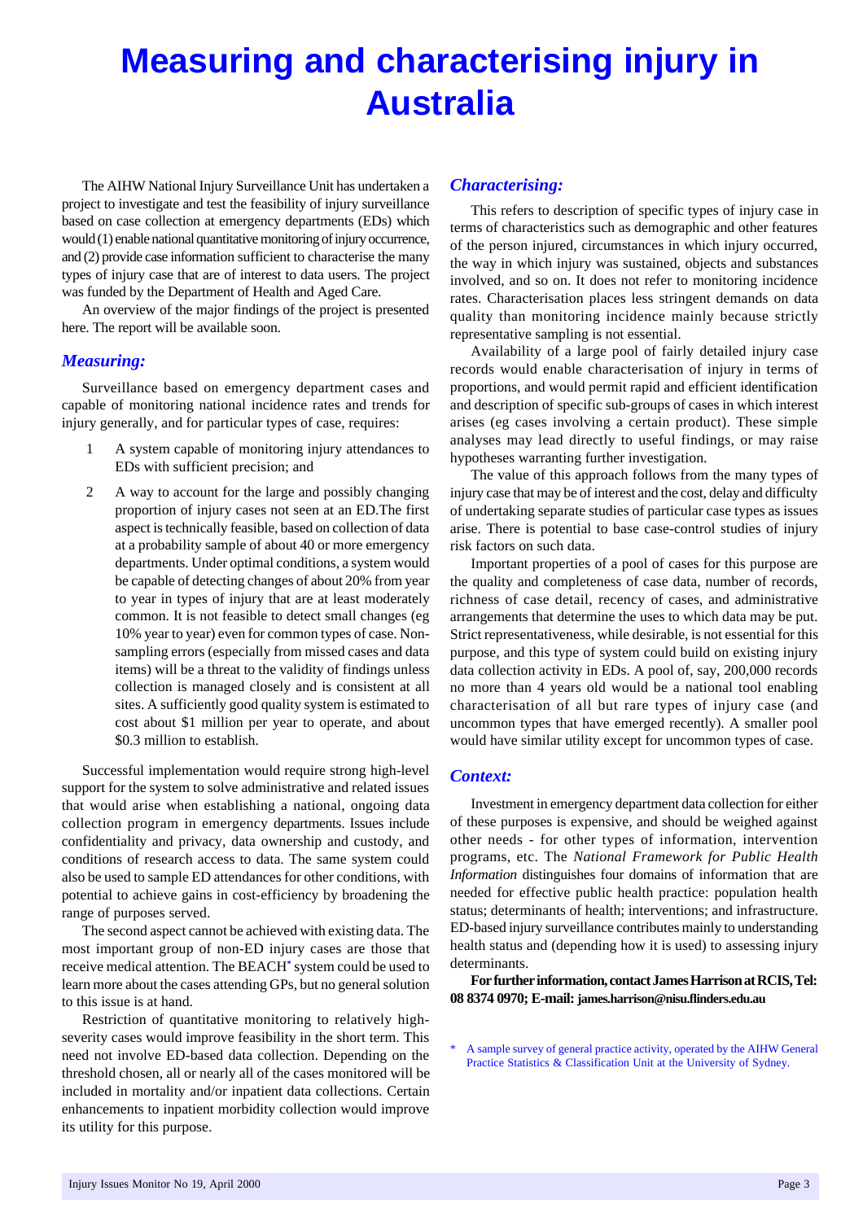# Measuring and characterising injury in Australia

The AIHW National Injury Surveillance Unit has undertaken a project to investigate and test the feasibility of injury surveillance based on case collection at emergency departments (EDs) which would (1) enable national quantitative monitoring of injury occurrence, and (2) provide case information sufficient to characterise the many types of injury case that are of interest to data users. The project was funded by the Department of Health and Aged Care.

An overview of the major findings of the project is presented here. The report will be available soon.

## *Measuring:*

Surveillance based on emergency department cases and capable of monitoring national incidence rates and trends for injury generally, and for particular types of case, requires:

1. A system capable of monitoring injury attendances to EDs with sufficient precision; and
2. A way to account for the large and possibly changing proportion of injury cases not seen at an ED.The first aspect is technically feasible, based on collection of data at a probability sample of about 40 or more emergency departments. Under optimal conditions, a system would be capable of detecting changes of about 20% from year to year in types of injury that are at least moderately common. It is not feasible to detect small changes (eg 10% year to year) even for common types of case. Non-sampling errors (especially from missed cases and data items) will be a threat to the validity of findings unless collection is managed closely and is consistent at all sites. A sufficiently good quality system is estimated to cost about $1 million per year to operate, and about $0.3 million to establish.

Successful implementation would require strong high-level support for the system to solve administrative and related issues that would arise when establishing a national, ongoing data collection program in emergency departments. Issues include confidentiality and privacy, data ownership and custody, and conditions of research access to data. The same system could also be used to sample ED attendances for other conditions, with potential to achieve gains in cost-efficiency by broadening the range of purposes served.

The second aspect cannot be achieved with existing data. The most important group of non-ED injury cases are those that receive medical attention. The BEACH* system could be used to learn more about the cases attending GPs, but no general solution to this issue is at hand.

Restriction of quantitative monitoring to relatively high-severity cases would improve feasibility in the short term. This need not involve ED-based data collection. Depending on the threshold chosen, all or nearly all of the cases monitored will be included in mortality and/or inpatient data collections. Certain enhancements to inpatient morbidity collection would improve its utility for this purpose.

## *Characterising:*

This refers to description of specific types of injury case in terms of characteristics such as demographic and other features of the person injured, circumstances in which injury occurred, the way in which injury was sustained, objects and substances involved, and so on. It does not refer to monitoring incidence rates. Characterisation places less stringent demands on data quality than monitoring incidence mainly because strictly representative sampling is not essential.

Availability of a large pool of fairly detailed injury case records would enable characterisation of injury in terms of proportions, and would permit rapid and efficient identification and description of specific sub-groups of cases in which interest arises (eg cases involving a certain product). These simple analyses may lead directly to useful findings, or may raise hypotheses warranting further investigation.

The value of this approach follows from the many types of injury case that may be of interest and the cost, delay and difficulty of undertaking separate studies of particular case types as issues arise. There is potential to base case-control studies of injury risk factors on such data.

Important properties of a pool of cases for this purpose are the quality and completeness of case data, number of records, richness of case detail, recency of cases, and administrative arrangements that determine the uses to which data may be put. Strict representativeness, while desirable, is not essential for this purpose, and this type of system could build on existing injury data collection activity in EDs. A pool of, say, 200,000 records no more than 4 years old would be a national tool enabling characterisation of all but rare types of injury case (and uncommon types that have emerged recently). A smaller pool would have similar utility except for uncommon types of case.

## *Context:*

Investment in emergency department data collection for either of these purposes is expensive, and should be weighed against other needs - for other types of information, intervention programs, etc. The *National Framework for Public Health Information* distinguishes four domains of information that are needed for effective public health practice: population health status; determinants of health; interventions; and infrastructure. ED-based injury surveillance contributes mainly to understanding health status and (depending how it is used) to assessing injury determinants.

**For further information, contact James Harrison at RCIS, Tel: 08 8374 0970; E-mail: james.harrison@nisu.flinders.edu.au**

\* A sample survey of general practice activity, operated by the AIHW General Practice Statistics & Classification Unit at the University of Sydney.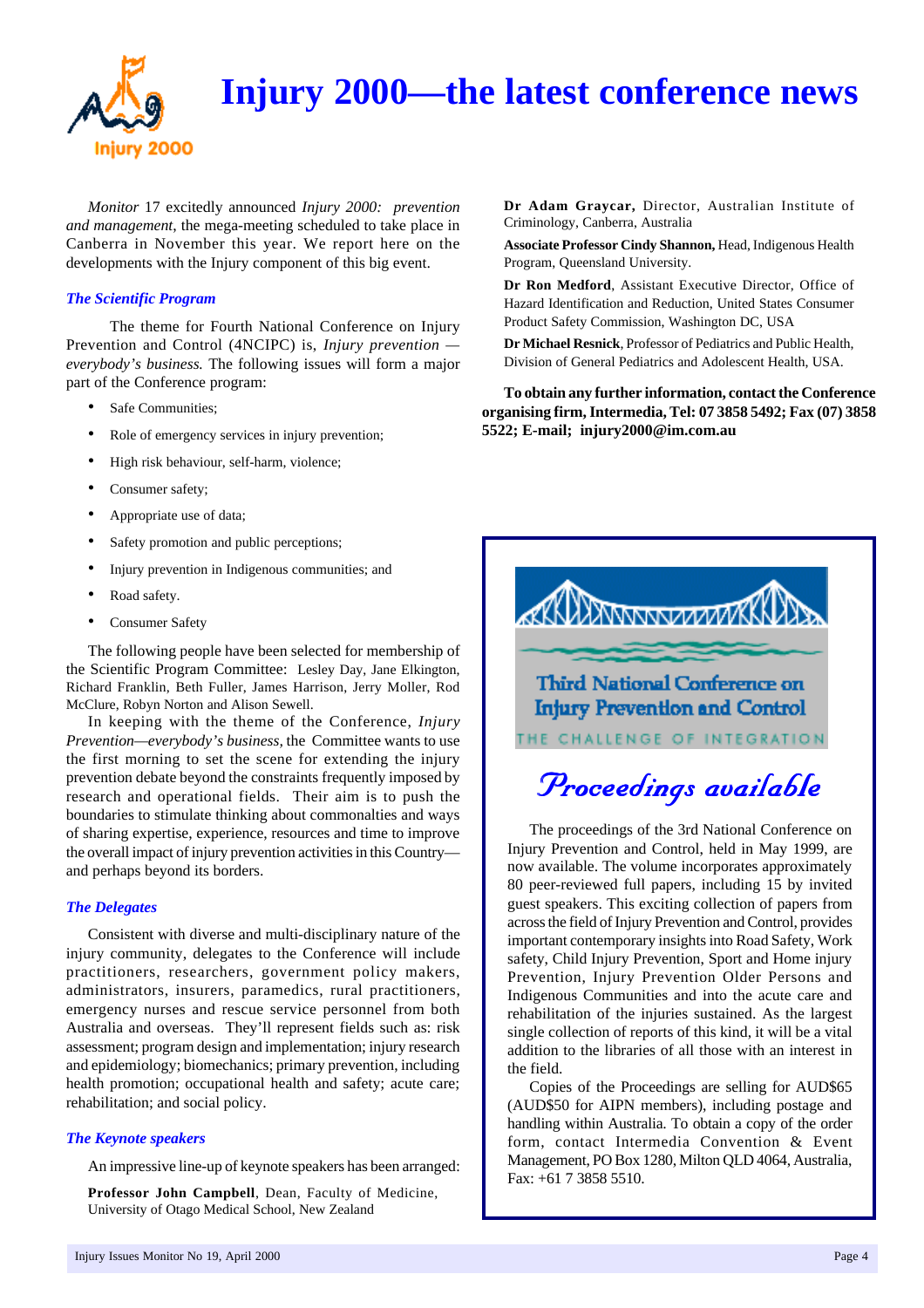# Injury 2000—the latest conference news

*Monitor* 17 excitedly announced *Injury 2000: prevention and management*, the mega-meeting scheduled to take place in Canberra in November this year. We report here on the developments with the Injury component of this big event.

### *The Scientific Program*

The theme for Fourth National Conference on Injury Prevention and Control (4NCIPC) is, *Injury prevention — everybody's business.* The following issues will form a major part of the Conference program:

- Safe Communities;
- Role of emergency services in injury prevention;
- High risk behaviour, self-harm, violence;
- Consumer safety;
- Appropriate use of data;
- Safety promotion and public perceptions;
- Injury prevention in Indigenous communities; and
- Road safety.
- Consumer Safety

The following people have been selected for membership of the Scientific Program Committee: Lesley Day, Jane Elkington, Richard Franklin, Beth Fuller, James Harrison, Jerry Moller, Rod McClure, Robyn Norton and Alison Sewell.

In keeping with the theme of the Conference, *Injury Prevention—everybody's business,* the Committee wants to use the first morning to set the scene for extending the injury prevention debate beyond the constraints frequently imposed by research and operational fields. Their aim is to push the boundaries to stimulate thinking about commonalties and ways of sharing expertise, experience, resources and time to improve the overall impact of injury prevention activities in this Country—and perhaps beyond its borders.

### *The Delegates*

Consistent with diverse and multi-disciplinary nature of the injury community, delegates to the Conference will include practitioners, researchers, government policy makers, administrators, insurers, paramedics, rural practitioners, emergency nurses and rescue service personnel from both Australia and overseas. They'll represent fields such as: risk assessment; program design and implementation; injury research and epidemiology; biomechanics; primary prevention, including health promotion; occupational health and safety; acute care; rehabilitation; and social policy.

### *The Keynote speakers*

An impressive line-up of keynote speakers has been arranged:

**Professor John Campbell**, Dean, Faculty of Medicine, University of Otago Medical School, New Zealand

**Dr Adam Graycar,** Director, Australian Institute of Criminology, Canberra, Australia

**Associate Professor Cindy Shannon,** Head, Indigenous Health Program, Queensland University.

**Dr Ron Medford**, Assistant Executive Director, Office of Hazard Identification and Reduction, United States Consumer Product Safety Commission, Washington DC, USA

**Dr Michael Resnick**, Professor of Pediatrics and Public Health, Division of General Pediatrics and Adolescent Health, USA.

**To obtain any further information, contact the Conference organising firm, Intermedia, Tel: 07 3858 5492; Fax (07) 3858 5522; E-mail; injury2000@im.com.au**

---

Third National Conference on Injury Prevention and Control

THE CHALLENGE OF INTEGRATION

## *Proceedings available*

The proceedings of the 3rd National Conference on Injury Prevention and Control, held in May 1999, are now available. The volume incorporates approximately 80 peer-reviewed full papers, including 15 by invited guest speakers. This exciting collection of papers from across the field of Injury Prevention and Control, provides important contemporary insights into Road Safety, Work safety, Child Injury Prevention, Sport and Home injury Prevention, Injury Prevention Older Persons and Indigenous Communities and into the acute care and rehabilitation of the injuries sustained. As the largest single collection of reports of this kind, it will be a vital addition to the libraries of all those with an interest in the field.

Copies of the Proceedings are selling for AUD$65 (AUD$50 for AIPN members), including postage and handling within Australia. To obtain a copy of the order form, contact Intermedia Convention & Event Management, PO Box 1280, Milton QLD 4064, Australia, Fax: +61 7 3858 5510.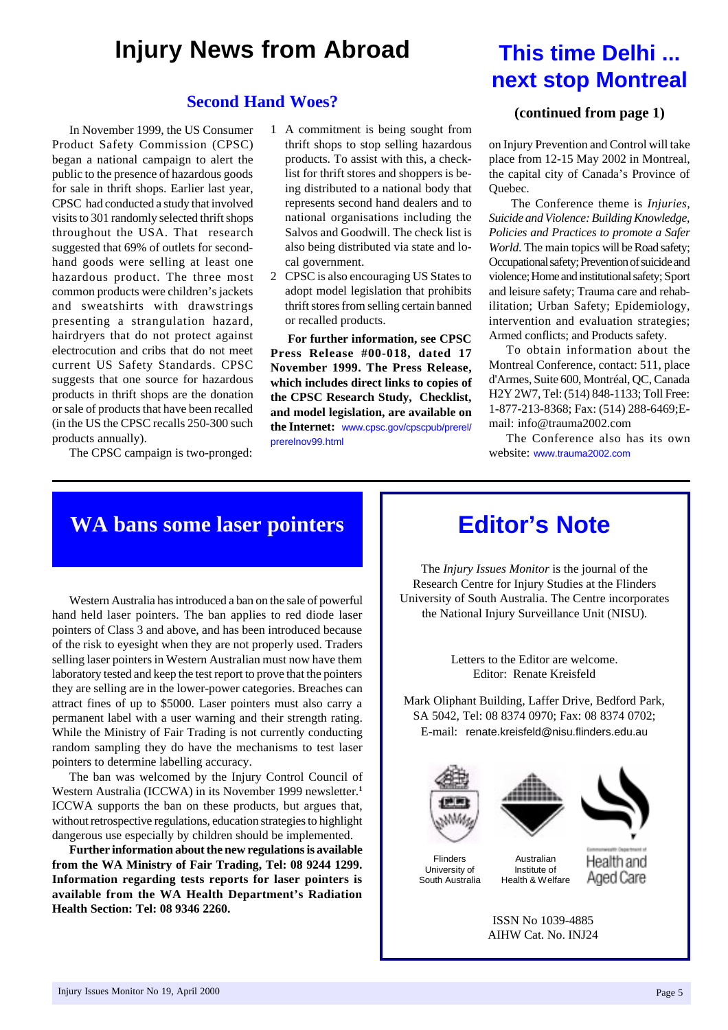# Injury News from Abroad

## Second Hand Woes?

In November 1999, the US Consumer Product Safety Commission (CPSC) began a national campaign to alert the public to the presence of hazardous goods for sale in thrift shops. Earlier last year, CPSC had conducted a study that involved visits to 301 randomly selected thrift shops throughout the USA. That research suggested that 69% of outlets for second-hand goods were selling at least one hazardous product. The three most common products were children's jackets and sweatshirts with drawstrings presenting a strangulation hazard, hairdryers that do not protect against electrocution and cribs that do not meet current US Safety Standards. CPSC suggests that one source for hazardous products in thrift shops is the donation or sale of products that have been recalled (in the US the CPSC recalls 250-300 such products annually).

The CPSC campaign is two-pronged:

1. A commitment is being sought from thrift shops to stop selling hazardous products. To assist with this, a check-list for thrift stores and shoppers is being distributed to a national body that represents second hand dealers and to national organisations including the Salvos and Goodwill. The check list is also being distributed via state and local government.
2. CPSC is also encouraging US States to adopt model legislation that prohibits thrift stores from selling certain banned or recalled products.

**For further information, see CPSC Press Release #00-018, dated 17 November 1999. The Press Release, which includes direct links to copies of the CPSC Research Study, Checklist, and model legislation, are available on the Internet:** www.cpsc.gov/cpscpub/prerel/prerelnov99.html

# This time Delhi ... next stop Montreal

### (continued from page 1)

on Injury Prevention and Control will take place from 12-15 May 2002 in Montreal, the capital city of Canada's Province of Quebec.

The Conference theme is *Injuries, Suicide and Violence: Building Knowledge, Policies and Practices to promote a Safer World.* The main topics will be Road safety; Occupational safety; Prevention of suicide and violence; Home and institutional safety; Sport and leisure safety; Trauma care and rehabilitation; Urban Safety; Epidemiology, intervention and evaluation strategies; Armed conflicts; and Products safety.

To obtain information about the Montreal Conference, contact: 511, place d'Armes, Suite 600, Montréal, QC, Canada H2Y 2W7, Tel: (514) 848-1133; Toll Free: 1-877-213-8368; Fax: (514) 288-6469; E-mail: info@trauma2002.com

The Conference also has its own website: www.trauma2002.com

# WA bans some laser pointers

Western Australia has introduced a ban on the sale of powerful hand held laser pointers. The ban applies to red diode laser pointers of Class 3 and above, and has been introduced because of the risk to eyesight when they are not properly used. Traders selling laser pointers in Western Australian must now have them laboratory tested and keep the test report to prove that the pointers they are selling are in the lower-power categories. Breaches can attract fines of up to $5000. Laser pointers must also carry a permanent label with a user warning and their strength rating. While the Ministry of Fair Trading is not currently conducting random sampling they do have the mechanisms to test laser pointers to determine labelling accuracy.

The ban was welcomed by the Injury Control Council of Western Australia (ICCWA) in its November 1999 newsletter.[1] ICCWA supports the ban on these products, but argues that, without retrospective regulations, education strategies to highlight dangerous use especially by children should be implemented.

**Further information about the new regulations is available from the WA Ministry of Fair Trading, Tel: 08 9244 1299. Information regarding tests reports for laser pointers is available from the WA Health Department's Radiation Health Section: Tel: 08 9346 2260.**

# Editor's Note

The *Injury Issues Monitor* is the journal of the Research Centre for Injury Studies at the Flinders University of South Australia. The Centre incorporates the National Injury Surveillance Unit (NISU).

Letters to the Editor are welcome.
Editor: Renate Kreisfeld

Mark Oliphant Building, Laffer Drive, Bedford Park, SA 5042, Tel: 08 8374 0970; Fax: 08 8374 0702;
E-mail: renate.kreisfeld@nisu.flinders.edu.au

Flinders University of South Australia

Australian Institute of Health & Welfare

Commonwealth Department of Health and Aged Care

ISSN No 1039-4885
AIHW Cat. No. INJ24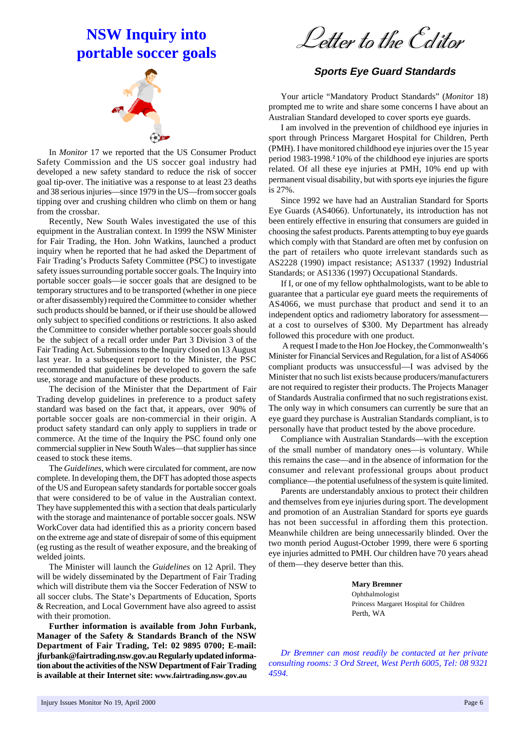# NSW Inquiry into portable soccer goals

In *Monitor* 17 we reported that the US Consumer Product Safety Commission and the US soccer goal industry had developed a new safety standard to reduce the risk of soccer goal tip-over. The initiative was a response to at least 23 deaths and 38 serious injuries—since 1979 in the US—from soccer goals tipping over and crushing children who climb on them or hang from the crossbar.

Recently, New South Wales investigated the use of this equipment in the Australian context. In 1999 the NSW Minister for Fair Trading, the Hon. John Watkins, launched a product inquiry when he reported that he had asked the Department of Fair Trading's Products Safety Committee (PSC) to investigate safety issues surrounding portable soccer goals. The Inquiry into portable soccer goals—ie soccer goals that are designed to be temporary structures and to be transported (whether in one piece or after disassembly) required the Committee to consider whether such products should be banned, or if their use should be allowed only subject to specified conditions or restrictions. It also asked the Committee to consider whether portable soccer goals should be the subject of a recall order under Part 3 Division 3 of the Fair Trading Act. Submissions to the Inquiry closed on 13 August last year. In a subsequent report to the Minister, the PSC recommended that guidelines be developed to govern the safe use, storage and manufacture of these products.

The decision of the Minister that the Department of Fair Trading develop guidelines in preference to a product safety standard was based on the fact that, it appears, over 90% of portable soccer goals are non-commercial in their origin. A product safety standard can only apply to suppliers in trade or commerce. At the time of the Inquiry the PSC found only one commercial supplier in New South Wales—that supplier has since ceased to stock these items.

The *Guidelines*, which were circulated for comment, are now complete. In developing them, the DFT has adopted those aspects of the US and European safety standards for portable soccer goals that were considered to be of value in the Australian context. They have supplemented this with a section that deals particularly with the storage and maintenance of portable soccer goals. NSW WorkCover data had identified this as a priority concern based on the extreme age and state of disrepair of some of this equipment (eg rusting as the result of weather exposure, and the breaking of welded joints.

The Minister will launch the *Guidelines* on 12 April. They will be widely disseminated by the Department of Fair Trading which will distribute them via the Soccer Federation of NSW to all soccer clubs. The State's Departments of Education, Sports & Recreation, and Local Government have also agreed to assist with their promotion.

**Further information is available from John Furbank, Manager of the Safety & Standards Branch of the NSW Department of Fair Trading, Tel: 02 9895 0700; E-mail: jfurbank@fairtrading.nsw.gov.au Regularly updated information about the activities of the NSW Department of Fair Trading is available at their Internet site: www.fairtrading.nsw.gov.au**

# Letter to the Editor

## Sports Eye Guard Standards

Your article "Mandatory Product Standards" (*Monitor* 18) prompted me to write and share some concerns I have about an Australian Standard developed to cover sports eye guards.

I am involved in the prevention of childhood eye injuries in sport through Princess Margaret Hospital for Children, Perth (PMH). I have monitored childhood eye injuries over the 15 year period 1983-1998.[2] 10% of the childhood eye injuries are sports related. Of all these eye injuries at PMH, 10% end up with permanent visual disability, but with sports eye injuries the figure is 27%.

Since 1992 we have had an Australian Standard for Sports Eye Guards (AS4066). Unfortunately, its introduction has not been entirely effective in ensuring that consumers are guided in choosing the safest products. Parents attempting to buy eye guards which comply with that Standard are often met by confusion on the part of retailers who quote irrelevant standards such as AS2228 (1990) impact resistance; AS1337 (1992) Industrial Standards; or AS1336 (1997) Occupational Standards.

If I, or one of my fellow ophthalmologists, want to be able to guarantee that a particular eye guard meets the requirements of AS4066, we must purchase that product and send it to an independent optics and radiometry laboratory for assessment—at a cost to ourselves of $300. My Department has already followed this procedure with one product.

A request I made to the Hon Joe Hockey, the Commonwealth's Minister for Financial Services and Regulation, for a list of AS4066 compliant products was unsuccessful—I was advised by the Minister that no such list exists because producers/manufacturers are not required to register their products. The Projects Manager of Standards Australia confirmed that no such registrations exist. The only way in which consumers can currently be sure that an eye guard they purchase is Australian Standards compliant, is to personally have that product tested by the above procedure.

Compliance with Australian Standards—with the exception of the small number of mandatory ones—is voluntary. While this remains the case—and in the absence of information for the consumer and relevant professional groups about product compliance—the potential usefulness of the system is quite limited.

Parents are understandably anxious to protect their children and themselves from eye injuries during sport. The development and promotion of an Australian Standard for sports eye guards has not been successful in affording them this protection. Meanwhile children are being unnecessarily blinded. Over the two month period August-October 1999, there were 6 sporting eye injuries admitted to PMH. Our children have 70 years ahead of them—they deserve better than this.

**Mary Bremner**
Ophthalmologist
Princess Margaret Hospital for Children
Perth, WA

*Dr Bremner can most readily be contacted at her private consulting rooms: 3 Ord Street, West Perth 6005, Tel: 08 9321 4594.*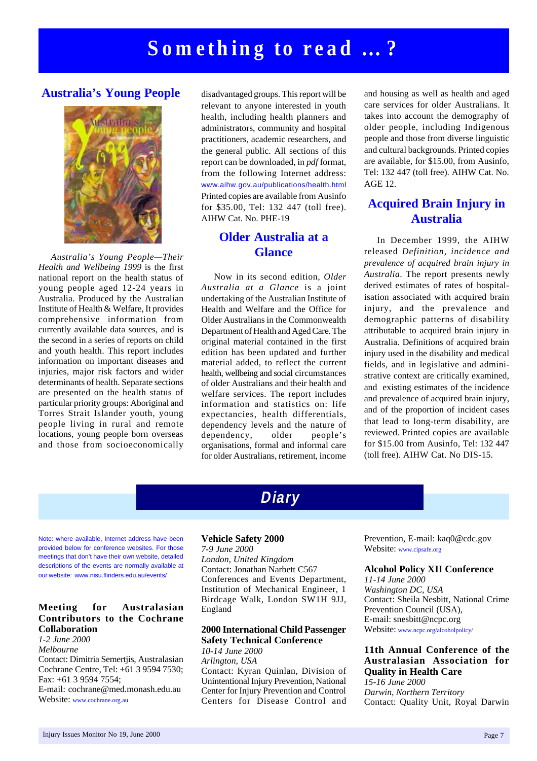# Something to read ...?

## Australia's Young People

*Australia's Young People—Their Health and Wellbeing 1999* is the first national report on the health status of young people aged 12-24 years in Australia. Produced by the Australian Institute of Health & Welfare, It provides comprehensive information from currently available data sources, and is the second in a series of reports on child and youth health. This report includes information on important diseases and injuries, major risk factors and wider determinants of health. Separate sections are presented on the health status of particular priority groups: Aboriginal and Torres Strait Islander youth, young people living in rural and remote locations, young people born overseas and those from socioeconomically disadvantaged groups. This report will be relevant to anyone interested in youth health, including health planners and administrators, community and hospital practitioners, academic researchers, and the general public. All sections of this report can be downloaded, in *pdf* format, from the following Internet address: www.aihw.gov.au/publications/health.html Printed copies are available from Ausinfo for $35.00, Tel: 132 447 (toll free). AIHW Cat. No. PHE-19

## Older Australia at a Glance

Now in its second edition, *Older Australia at a Glance* is a joint undertaking of the Australian Institute of Health and Welfare and the Office for Older Australians in the Commonwealth Department of Health and Aged Care. The original material contained in the first edition has been updated and further material added, to reflect the current health, wellbeing and social circumstances of older Australians and their health and welfare services. The report includes information and statistics on: life expectancies, health differentials, dependency levels and the nature of dependency, older people's organisations, formal and informal care for older Australians, retirement, income and housing as well as health and aged care services for older Australians. It takes into account the demography of older people, including Indigenous people and those from diverse linguistic and cultural backgrounds. Printed copies are available, for $15.00, from Ausinfo, Tel: 132 447 (toll free). AIHW Cat. No. AGE 12.

## Acquired Brain Injury in Australia

In December 1999, the AIHW released *Definition, incidence and prevalence of acquired brain injury in Australia*. The report presents newly derived estimates of rates of hospitalisation associated with acquired brain injury, and the prevalence and demographic patterns of disability attributable to acquired brain injury in Australia. Definitions of acquired brain injury used in the disability and medical fields, and in legislative and administrative context are critically examined, and existing estimates of the incidence and prevalence of acquired brain injury, and of the proportion of incident cases that lead to long-term disability, are reviewed. Printed copies are available for $15.00 from Ausinfo, Tel: 132 447 (toll free). AIHW Cat. No DIS-15.

# Diary

Note: where available, Internet address have been provided below for conference websites. For those meetings that don't have their own website, detailed descriptions of the events are normally available at our website: www.nisu.flinders.edu.au/events/

**Meeting for Australasian Contributors to the Cochrane Collaboration**
*1-2 June 2000*
*Melbourne*
Contact: Dimitria Semertjis, Australasian Cochrane Centre, Tel: +61 3 9594 7530; Fax: +61 3 9594 7554;
E-mail: cochrane@med.monash.edu.au
Website: www.cochrane.org.au

**Vehicle Safety 2000**
*7-9 June 2000*
*London, United Kingdom*
Contact: Jonathan Narbett C567 Conferences and Events Department, Institution of Mechanical Engineer, 1 Birdcage Walk, London SW1H 9JJ, England

**2000 International Child Passenger Safety Technical Conference**
*10-14 June 2000*
*Arlington, USA*
Contact: Kyran Quinlan, Division of Unintentional Injury Prevention, National Center for Injury Prevention and Control Centers for Disease Control and Prevention, E-mail: kaq0@cdc.gov
Website: www.cipsafe.org

**Alcohol Policy XII Conference**
*11-14 June 2000*
*Washington DC, USA*
Contact: Sheila Nesbitt, National Crime Prevention Council (USA),
E-mail: snesbitt@ncpc.org
Website: www.ncpc.org/alcoholpolicy/

**11th Annual Conference of the Australasian Association for Quality in Health Care**
*15-16 June 2000*
*Darwin, Northern Territory*
Contact: Quality Unit, Royal Darwin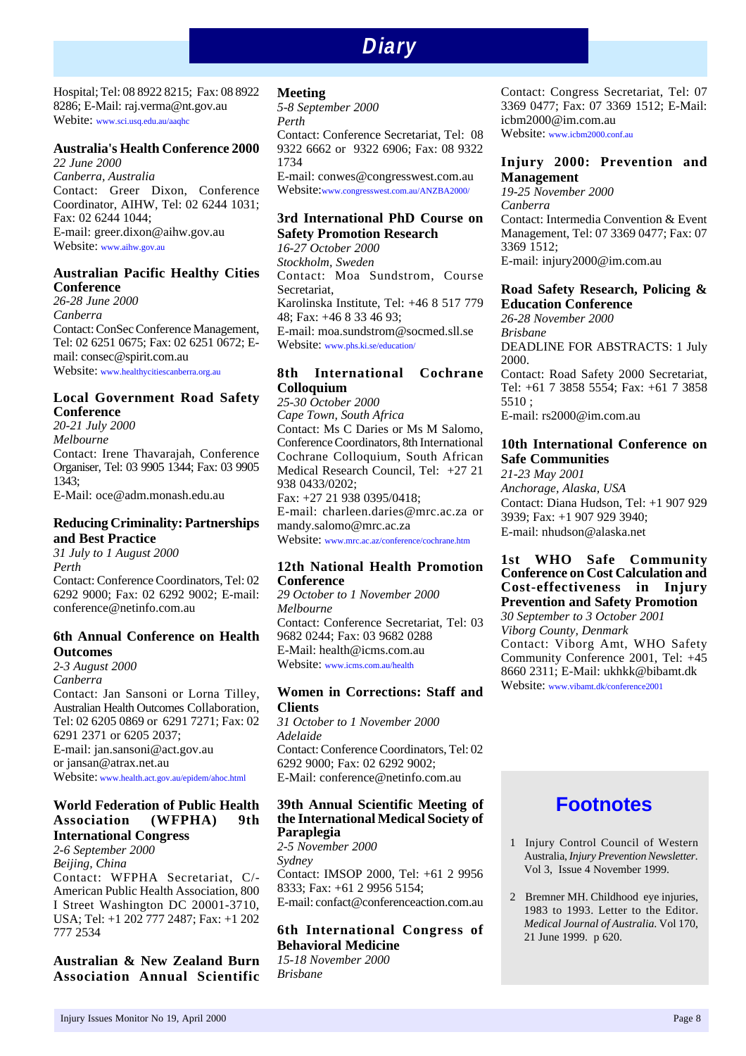# Diary

Hospital; Tel: 08 8922 8215; Fax: 08 8922 8286; E-Mail: raj.verma@nt.gov.au
Website: www.sci.usq.edu.au/aaqhc

### Australia's Health Conference 2000

*22 June 2000*
*Canberra, Australia*
Contact: Greer Dixon, Conference Coordinator, AIHW, Tel: 02 6244 1031; Fax: 02 6244 1044;
E-mail: greer.dixon@aihw.gov.au
Website: www.aihw.gov.au

### Australian Pacific Healthy Cities Conference

*26-28 June 2000*
*Canberra*
Contact: ConSec Conference Management, Tel: 02 6251 0675; Fax: 02 6251 0672; E-mail: consec@spirit.com.au
Website: www.healthycitiescanberra.org.au

### Local Government Road Safety Conference

*20-21 July 2000*
*Melbourne*
Contact: Irene Thavarajah, Conference Organiser, Tel: 03 9905 1344; Fax: 03 9905 1343;
E-Mail: oce@adm.monash.edu.au

### Reducing Criminality: Partnerships and Best Practice

*31 July to 1 August 2000*
*Perth*
Contact: Conference Coordinators, Tel: 02 6292 9000; Fax: 02 6292 9002; E-mail: conference@netinfo.com.au

### 6th Annual Conference on Health Outcomes

*2-3 August 2000*
*Canberra*
Contact: Jan Sansoni or Lorna Tilley, Australian Health Outcomes Collaboration, Tel: 02 6205 0869 or 6291 7271; Fax: 02 6291 2371 or 6205 2037;
E-mail: jan.sansoni@act.gov.au
or jansan@atrax.net.au
Website: www.health.act.gov.au/epidem/ahoc.html

### World Federation of Public Health Association (WFPHA) 9th International Congress

*2-6 September 2000*
*Beijing, China*
Contact: WFPHA Secretariat, C/- American Public Health Association, 800 I Street Washington DC 20001-3710, USA; Tel: +1 202 777 2487; Fax: +1 202 777 2534

### Australian & New Zealand Burn Association Annual Scientific Meeting

*5-8 September 2000*
*Perth*
Contact: Conference Secretariat, Tel: 08 9322 6662 or 9322 6906; Fax: 08 9322 1734
E-mail: conwes@congresswest.com.au
Website: www.congresswest.com.au/ANZBA2000/

### 3rd International PhD Course on Safety Promotion Research

*16-27 October 2000*
*Stockholm, Sweden*
Contact: Moa Sundstrom, Course Secretariat,
Karolinska Institute, Tel: +46 8 517 779 48; Fax: +46 8 33 46 93;
E-mail: moa.sundstrom@socmed.sll.se
Website: www.phs.ki.se/education/

### 8th International Cochrane Colloquium

*25-30 October 2000*
*Cape Town, South Africa*
Contact: Ms C Daries or Ms M Salomo, Conference Coordinators, 8th International Cochrane Colloquium, South African Medical Research Council, Tel: +27 21 938 0433/0202;
Fax: +27 21 938 0395/0418;
E-mail: charleen.daries@mrc.ac.za or mandy.salomo@mrc.ac.za
Website: www.mrc.ac.az/conference/cochrane.htm

### 12th National Health Promotion Conference

*29 October to 1 November 2000*
*Melbourne*
Contact: Conference Secretariat, Tel: 03 9682 0244; Fax: 03 9682 0288
E-Mail: health@icms.com.au
Website: www.icms.com.au/health

### Women in Corrections: Staff and Clients

*31 October to 1 November 2000*
*Adelaide*
Contact: Conference Coordinators, Tel: 02 6292 9000; Fax: 02 6292 9002;
E-Mail: conference@netinfo.com.au

### 39th Annual Scientific Meeting of the International Medical Society of Paraplegia

*2-5 November 2000*
*Sydney*
Contact: IMSOP 2000, Tel: +61 2 9956 8333; Fax: +61 2 9956 5154;
E-mail: confact@conferenceaction.com.au

### 6th International Congress of Behavioral Medicine

*15-18 November 2000*
*Brisbane*
Contact: Congress Secretariat, Tel: 07 3369 0477; Fax: 07 3369 1512; E-Mail: icbm2000@im.com.au
Website: www.icbm2000.conf.au

### Injury 2000: Prevention and Management

*19-25 November 2000*
*Canberra*
Contact: Intermedia Convention & Event Management, Tel: 07 3369 0477; Fax: 07 3369 1512;
E-mail: injury2000@im.com.au

### Road Safety Research, Policing & Education Conference

*26-28 November 2000*
*Brisbane*
DEADLINE FOR ABSTRACTS: 1 July 2000.
Contact: Road Safety 2000 Secretariat, Tel: +61 7 3858 5554; Fax: +61 7 3858 5510 ;
E-mail: rs2000@im.com.au

### 10th International Conference on Safe Communities

*21-23 May 2001*
*Anchorage, Alaska, USA*
Contact: Diana Hudson, Tel: +1 907 929 3939; Fax: +1 907 929 3940;
E-mail: nhudson@alaska.net

### 1st WHO Safe Community Conference on Cost Calculation and Cost-effectiveness in Injury Prevention and Safety Promotion

*30 September to 3 October 2001*
*Viborg County, Denmark*
Contact: Viborg Amt, WHO Safety Community Conference 2001, Tel: +45 8660 2311; E-Mail: ukhkk@bibamt.dk
Website: www.vibamt.dk/conference2001

## Footnotes

1. Injury Control Council of Western Australia, *Injury Prevention Newsletter*. Vol 3, Issue 4 November 1999.
2. Bremner MH. Childhood eye injuries, 1983 to 1993. Letter to the Editor. *Medical Journal of Australia*. Vol 170, 21 June 1999. p 620.